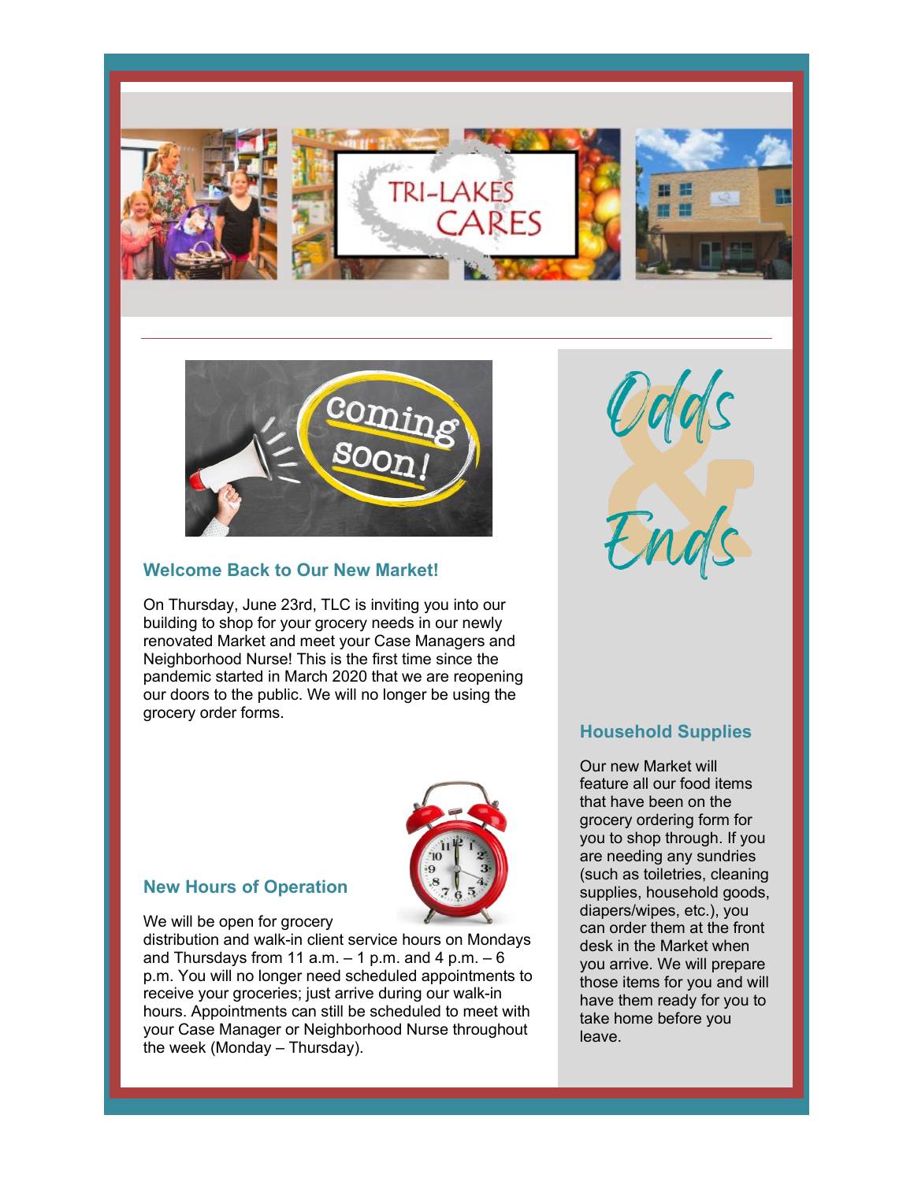## Welcome Back to Our New Market!

On Thursday, June 23rd, TLC is inviting you into our building to shop for your grocery needs in our newly renovated Market and meet your Case Managers and Neighborhood Nurse! This is the first time since the pandemic started in March 2020 that we are reopening our doors to the public. We will no longer be using the grocery order forms.

## New Hours of Operation

We will be open for grocery distribution and walk-in client service hours on Mondays and Thursdays from 11 a.m. – 1 p.m. and 4 p.m. – 6 p.m. You will no longer need scheduled appointments to receive your groceries; just arrive during our walk-in hours. Appointments can still be scheduled to meet with your Case Manager or Neighborhood Nurse throughout the week (Monday – Thursday).

# Odds & Ends

## Household Supplies

Our new Market will feature all our food items that have been on the grocery ordering form for you to shop through. If you are needing any sundries (such as toiletries, cleaning supplies, household goods, diapers/wipes, etc.), you can order them at the front desk in the Market when you arrive. We will prepare those items for you and will have them ready for you to take home before you leave.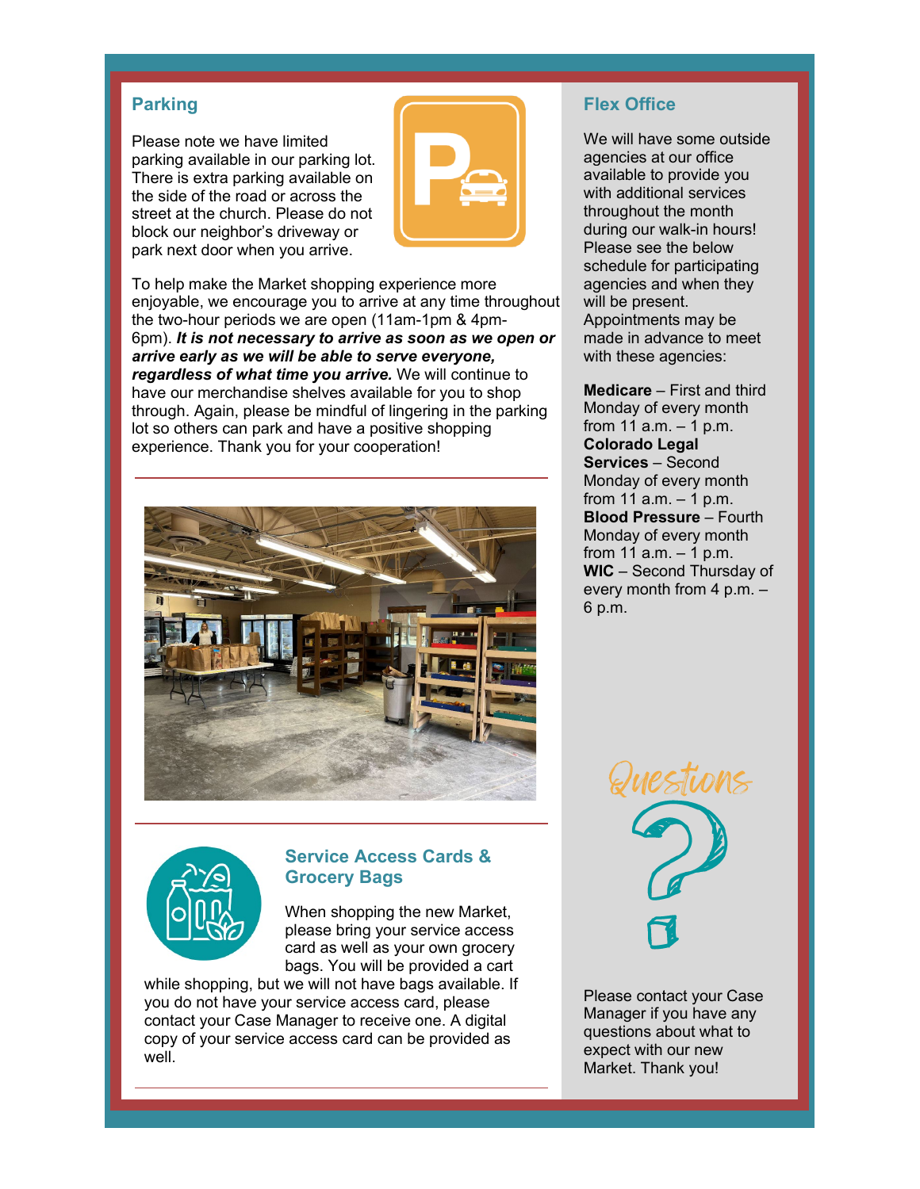## Parking

Please note we have limited parking available in our parking lot. There is extra parking available on the side of the road or across the street at the church. Please do not block our neighbor's driveway or park next door when you arrive.

To help make the Market shopping experience more enjoyable, we encourage you to arrive at any time throughout the two-hour periods we are open (11am-1pm & 4pm-6pm). ***It is not necessary to arrive as soon as we open or arrive early as we will be able to serve everyone, regardless of what time you arrive.*** We will continue to have our merchandise shelves available for you to shop through. Again, please be mindful of lingering in the parking lot so others can park and have a positive shopping experience. Thank you for your cooperation!

## Service Access Cards & Grocery Bags

When shopping the new Market, please bring your service access card as well as your own grocery bags. You will be provided a cart while shopping, but we will not have bags available. If you do not have your service access card, please contact your Case Manager to receive one. A digital copy of your service access card can be provided as well.

## Flex Office

We will have some outside agencies at our office available to provide you with additional services throughout the month during our walk-in hours! Please see the below schedule for participating agencies and when they will be present. Appointments may be made in advance to meet with these agencies:

**Medicare** – First and third Monday of every month from 11 a.m. – 1 p.m.
**Colorado Legal Services** – Second Monday of every month from 11 a.m. – 1 p.m.
**Blood Pressure** – Fourth Monday of every month from 11 a.m. – 1 p.m.
**WIC** – Second Thursday of every month from 4 p.m. – 6 p.m.

Questions

Please contact your Case Manager if you have any questions about what to expect with our new Market. Thank you!